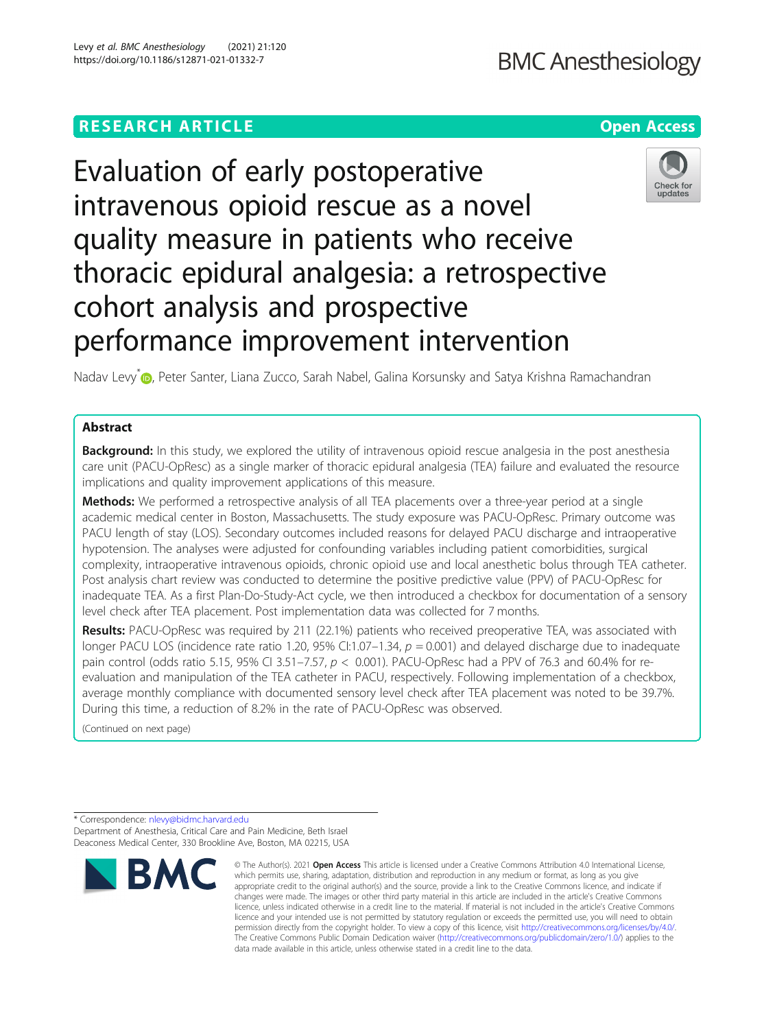RESEARCH ARTICLE

Open Access

# Evaluation of early postoperative intravenous opioid rescue as a novel quality measure in patients who receive thoracic epidural analgesia: a retrospective cohort analysis and prospective performance improvement intervention

Nadav Levy*, Peter Santer, Liana Zucco, Sarah Nabel, Galina Korsunsky and Satya Krishna Ramachandran

## Abstract

**Background:** In this study, we explored the utility of intravenous opioid rescue analgesia in the post anesthesia care unit (PACU-OpResc) as a single marker of thoracic epidural analgesia (TEA) failure and evaluated the resource implications and quality improvement applications of this measure.

**Methods:** We performed a retrospective analysis of all TEA placements over a three-year period at a single academic medical center in Boston, Massachusetts. The study exposure was PACU-OpResc. Primary outcome was PACU length of stay (LOS). Secondary outcomes included reasons for delayed PACU discharge and intraoperative hypotension. The analyses were adjusted for confounding variables including patient comorbidities, surgical complexity, intraoperative intravenous opioids, chronic opioid use and local anesthetic bolus through TEA catheter. Post analysis chart review was conducted to determine the positive predictive value (PPV) of PACU-OpResc for inadequate TEA. As a first Plan-Do-Study-Act cycle, we then introduced a checkbox for documentation of a sensory level check after TEA placement. Post implementation data was collected for 7 months.

**Results:** PACU-OpResc was required by 211 (22.1%) patients who received preoperative TEA, was associated with longer PACU LOS (incidence rate ratio 1.20, 95% CI:1.07–1.34, $p = 0.001$) and delayed discharge due to inadequate pain control (odds ratio 5.15, 95% CI 3.51–7.57, $p < 0.001$). PACU-OpResc had a PPV of 76.3 and 60.4% for re-evaluation and manipulation of the TEA catheter in PACU, respectively. Following implementation of a checkbox, average monthly compliance with documented sensory level check after TEA placement was noted to be 39.7%. During this time, a reduction of 8.2% in the rate of PACU-OpResc was observed.

(Continued on next page)

* Correspondence: nlevy@bidmc.harvard.edu
Department of Anesthesia, Critical Care and Pain Medicine, Beth Israel Deaconess Medical Center, 330 Brookline Ave, Boston, MA 02215, USA

© The Author(s). 2021 **Open Access** This article is licensed under a Creative Commons Attribution 4.0 International License, which permits use, sharing, adaptation, distribution and reproduction in any medium or format, as long as you give appropriate credit to the original author(s) and the source, provide a link to the Creative Commons licence, and indicate if changes were made. The images or other third party material in this article are included in the article's Creative Commons licence, unless indicated otherwise in a credit line to the material. If material is not included in the article's Creative Commons licence and your intended use is not permitted by statutory regulation or exceeds the permitted use, you will need to obtain permission directly from the copyright holder. To view a copy of this licence, visit http://creativecommons.org/licenses/by/4.0/. The Creative Commons Public Domain Dedication waiver (http://creativecommons.org/publicdomain/zero/1.0/) applies to the data made available in this article, unless otherwise stated in a credit line to the data.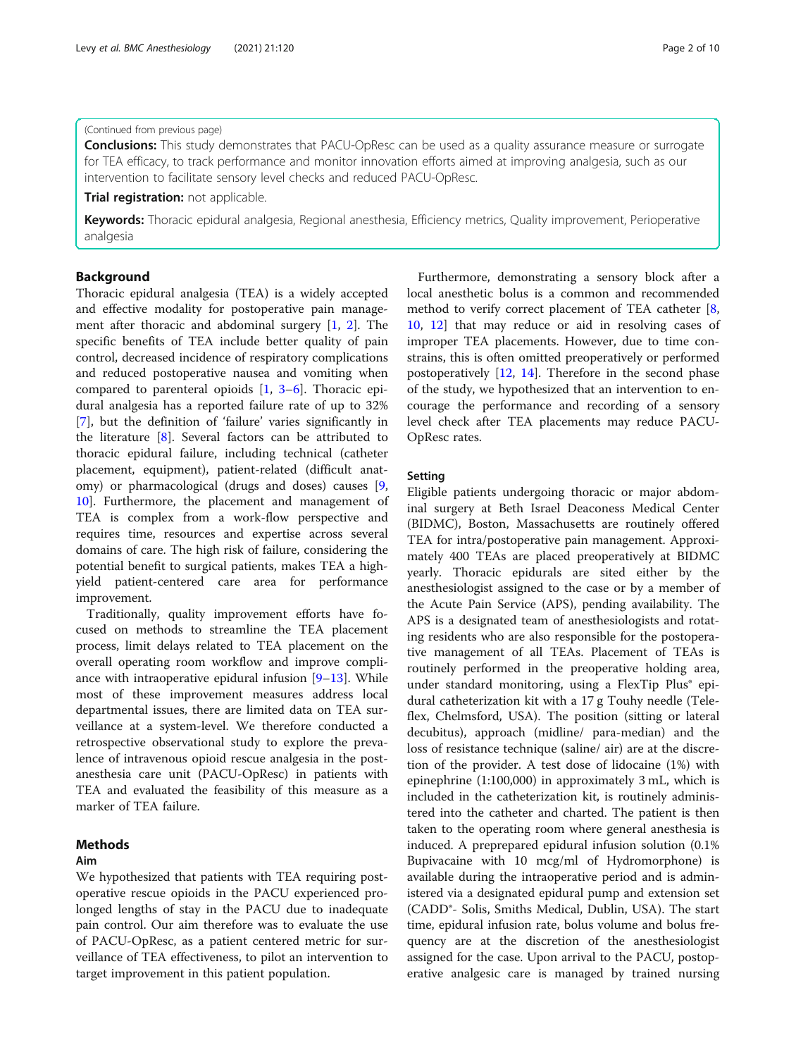(Continued from previous page)

**Conclusions:** This study demonstrates that PACU-OpResc can be used as a quality assurance measure or surrogate for TEA efficacy, to track performance and monitor innovation efforts aimed at improving analgesia, such as our intervention to facilitate sensory level checks and reduced PACU-OpResc.

**Trial registration:** not applicable.

**Keywords:** Thoracic epidural analgesia, Regional anesthesia, Efficiency metrics, Quality improvement, Perioperative analgesia

## Background

Thoracic epidural analgesia (TEA) is a widely accepted and effective modality for postoperative pain management after thoracic and abdominal surgery [1, 2]. The specific benefits of TEA include better quality of pain control, decreased incidence of respiratory complications and reduced postoperative nausea and vomiting when compared to parenteral opioids [1, 3–6]. Thoracic epidural analgesia has a reported failure rate of up to 32% [7], but the definition of 'failure' varies significantly in the literature [8]. Several factors can be attributed to thoracic epidural failure, including technical (catheter placement, equipment), patient-related (difficult anatomy) or pharmacological (drugs and doses) causes [9, 10]. Furthermore, the placement and management of TEA is complex from a work-flow perspective and requires time, resources and expertise across several domains of care. The high risk of failure, considering the potential benefit to surgical patients, makes TEA a high-yield patient-centered care area for performance improvement.

Traditionally, quality improvement efforts have focused on methods to streamline the TEA placement process, limit delays related to TEA placement on the overall operating room workflow and improve compliance with intraoperative epidural infusion [9–13]. While most of these improvement measures address local departmental issues, there are limited data on TEA surveillance at a system-level. We therefore conducted a retrospective observational study to explore the prevalence of intravenous opioid rescue analgesia in the post-anesthesia care unit (PACU-OpResc) in patients with TEA and evaluated the feasibility of this measure as a marker of TEA failure.

## Methods

### Aim

We hypothesized that patients with TEA requiring postoperative rescue opioids in the PACU experienced prolonged lengths of stay in the PACU due to inadequate pain control. Our aim therefore was to evaluate the use of PACU-OpResc, as a patient centered metric for surveillance of TEA effectiveness, to pilot an intervention to target improvement in this patient population.

Furthermore, demonstrating a sensory block after a local anesthetic bolus is a common and recommended method to verify correct placement of TEA catheter [8, 10, 12] that may reduce or aid in resolving cases of improper TEA placements. However, due to time constraints, this is often omitted preoperatively or performed postoperatively [12, 14]. Therefore in the second phase of the study, we hypothesized that an intervention to encourage the performance and recording of a sensory level check after TEA placements may reduce PACU-OpResc rates.

### Setting

Eligible patients undergoing thoracic or major abdominal surgery at Beth Israel Deaconess Medical Center (BIDMC), Boston, Massachusetts are routinely offered TEA for intra/postoperative pain management. Approximately 400 TEAs are placed preoperatively at BIDMC yearly. Thoracic epidurals are sited either by the anesthesiologist assigned to the case or by a member of the Acute Pain Service (APS), pending availability. The APS is a designated team of anesthesiologists and rotating residents who are also responsible for the postoperative management of all TEAs. Placement of TEAs is routinely performed in the preoperative holding area, under standard monitoring, using a FlexTip Plus® epidural catheterization kit with a 17 g Touhy needle (Teleflex, Chelmsford, USA). The position (sitting or lateral decubitus), approach (midline/ para-median) and the loss of resistance technique (saline/ air) are at the discretion of the provider. A test dose of lidocaine (1%) with epinephrine (1:100,000) in approximately 3 mL, which is included in the catheterization kit, is routinely administered into the catheter and charted. The patient is then taken to the operating room where general anesthesia is induced. A preprepared epidural infusion solution (0.1% Bupivacaine with 10 mcg/ml of Hydromorphone) is available during the intraoperative period and is administered via a designated epidural pump and extension set (CADD®- Solis, Smiths Medical, Dublin, USA). The start time, epidural infusion rate, bolus volume and bolus frequency are at the discretion of the anesthesiologist assigned for the case. Upon arrival to the PACU, postoperative analgesic care is managed by trained nursing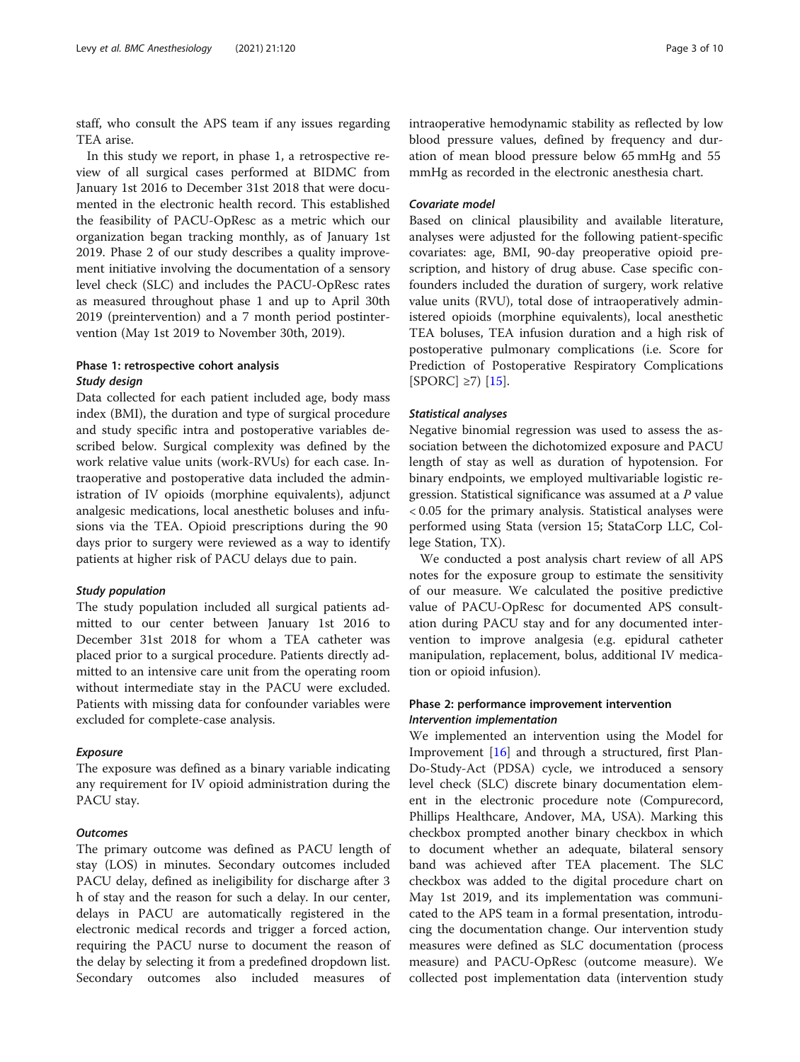staff, who consult the APS team if any issues regarding TEA arise.

In this study we report, in phase 1, a retrospective review of all surgical cases performed at BIDMC from January 1st 2016 to December 31st 2018 that were documented in the electronic health record. This established the feasibility of PACU-OpResc as a metric which our organization began tracking monthly, as of January 1st 2019. Phase 2 of our study describes a quality improvement initiative involving the documentation of a sensory level check (SLC) and includes the PACU-OpResc rates as measured throughout phase 1 and up to April 30th 2019 (preintervention) and a 7 month period postintervention (May 1st 2019 to November 30th, 2019).

## Phase 1: retrospective cohort analysis

### Study design

Data collected for each patient included age, body mass index (BMI), the duration and type of surgical procedure and study specific intra and postoperative variables described below. Surgical complexity was defined by the work relative value units (work-RVUs) for each case. Intraoperative and postoperative data included the administration of IV opioids (morphine equivalents), adjunct analgesic medications, local anesthetic boluses and infusions via the TEA. Opioid prescriptions during the 90 days prior to surgery were reviewed as a way to identify patients at higher risk of PACU delays due to pain.

### Study population

The study population included all surgical patients admitted to our center between January 1st 2016 to December 31st 2018 for whom a TEA catheter was placed prior to a surgical procedure. Patients directly admitted to an intensive care unit from the operating room without intermediate stay in the PACU were excluded. Patients with missing data for confounder variables were excluded for complete-case analysis.

### Exposure

The exposure was defined as a binary variable indicating any requirement for IV opioid administration during the PACU stay.

### Outcomes

The primary outcome was defined as PACU length of stay (LOS) in minutes. Secondary outcomes included PACU delay, defined as ineligibility for discharge after 3 h of stay and the reason for such a delay. In our center, delays in PACU are automatically registered in the electronic medical records and trigger a forced action, requiring the PACU nurse to document the reason of the delay by selecting it from a predefined dropdown list. Secondary outcomes also included measures of intraoperative hemodynamic stability as reflected by low blood pressure values, defined by frequency and duration of mean blood pressure below 65 mmHg and 55 mmHg as recorded in the electronic anesthesia chart.

### Covariate model

Based on clinical plausibility and available literature, analyses were adjusted for the following patient-specific covariates: age, BMI, 90-day preoperative opioid prescription, and history of drug abuse. Case specific confounders included the duration of surgery, work relative value units (RVU), total dose of intraoperatively administered opioids (morphine equivalents), local anesthetic TEA boluses, TEA infusion duration and a high risk of postoperative pulmonary complications (i.e. Score for Prediction of Postoperative Respiratory Complications [SPORC] ≥7) [15].

### Statistical analyses

Negative binomial regression was used to assess the association between the dichotomized exposure and PACU length of stay as well as duration of hypotension. For binary endpoints, we employed multivariable logistic regression. Statistical significance was assumed at a $P$ value $< 0.05$ for the primary analysis. Statistical analyses were performed using Stata (version 15; StataCorp LLC, College Station, TX).

We conducted a post analysis chart review of all APS notes for the exposure group to estimate the sensitivity of our measure. We calculated the positive predictive value of PACU-OpResc for documented APS consultation during PACU stay and for any documented intervention to improve analgesia (e.g. epidural catheter manipulation, replacement, bolus, additional IV medication or opioid infusion).

## Phase 2: performance improvement intervention

### Intervention implementation

We implemented an intervention using the Model for Improvement [16] and through a structured, first Plan-Do-Study-Act (PDSA) cycle, we introduced a sensory level check (SLC) discrete binary documentation element in the electronic procedure note (Compurecord, Phillips Healthcare, Andover, MA, USA). Marking this checkbox prompted another binary checkbox in which to document whether an adequate, bilateral sensory band was achieved after TEA placement. The SLC checkbox was added to the digital procedure chart on May 1st 2019, and its implementation was communicated to the APS team in a formal presentation, introducing the documentation change. Our intervention study measures were defined as SLC documentation (process measure) and PACU-OpResc (outcome measure). We collected post implementation data (intervention study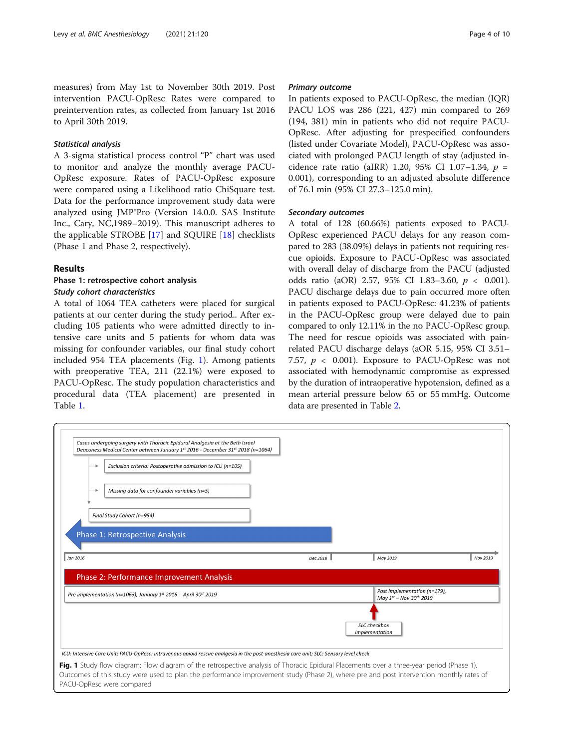measures) from May 1st to November 30th 2019. Post intervention PACU-OpResc Rates were compared to preintervention rates, as collected from January 1st 2016 to April 30th 2019.

### Statistical analysis

A 3-sigma statistical process control "P" chart was used to monitor and analyze the monthly average PACU-OpResc exposure. Rates of PACU-OpResc exposure were compared using a Likelihood ratio ChiSquare test. Data for the performance improvement study data were analyzed using JMP®Pro (Version 14.0.0. SAS Institute Inc., Cary, NC,1989–2019). This manuscript adheres to the applicable STROBE [17] and SQUIRE [18] checklists (Phase 1 and Phase 2, respectively).

## Results

### Phase 1: retrospective cohort analysis

#### Study cohort characteristics

A total of 1064 TEA catheters were placed for surgical patients at our center during the study period.. After excluding 105 patients who were admitted directly to intensive care units and 5 patients for whom data was missing for confounder variables, our final study cohort included 954 TEA placements (Fig. 1). Among patients with preoperative TEA, 211 (22.1%) were exposed to PACU-OpResc. The study population characteristics and procedural data (TEA placement) are presented in Table 1.

#### Primary outcome

In patients exposed to PACU-OpResc, the median (IQR) PACU LOS was 286 (221, 427) min compared to 269 (194, 381) min in patients who did not require PACU-OpResc. After adjusting for prespecified confounders (listed under Covariate Model), PACU-OpResc was associated with prolonged PACU length of stay (adjusted incidence rate ratio (aIRR) 1.20, 95% CI 1.07–1.34, $p$ = 0.001), corresponding to an adjusted absolute difference of 76.1 min (95% CI 27.3–125.0 min).

#### Secondary outcomes

A total of 128 (60.66%) patients exposed to PACU-OpResc experienced PACU delays for any reason compared to 283 (38.09%) delays in patients not requiring rescue opioids. Exposure to PACU-OpResc was associated with overall delay of discharge from the PACU (adjusted odds ratio (aOR) 2.57, 95% CI 1.83–3.60, $p$ < 0.001). PACU discharge delays due to pain occurred more often in patients exposed to PACU-OpResc: 41.23% of patients in the PACU-OpResc group were delayed due to pain compared to only 12.11% in the no PACU-OpResc group. The need for rescue opioids was associated with pain-related PACU discharge delays (aOR 5.15, 95% CI 3.51–7.57, $p$ < 0.001). Exposure to PACU-OpResc was not associated with hemodynamic compromise as expressed by the duration of intraoperative hypotension, defined as a mean arterial pressure below 65 or 55 mmHg. Outcome data are presented in Table 2.

Cases undergoing surgery with Thoracic Epidural Analgesia at the Beth Israel Deaconess Medical Center between January 1st 2016 - December 31st 2018 (n=1064)

Exclusion criteria: Postoperative admission to ICU (n=105)

Missing data for confounder variables (n=5)

Final Study Cohort (n=954)

Phase 1: Retrospective Analysis

Jan 2016

Dec 2018

May 2019

Nov 2019

Phase 2: Performance Improvement Analysis

Pre implementation (n=1063), January 1st 2016 - April 30th 2019

Post implementation (n=179), May 1st – Nov 30th 2019

SLC checkbox implementation

ICU: Intensive Care Unit; PACU-OpResc: Intravenous opioid rescue analgesia in the post-anesthesia care unit; SLC: Sensory level check

**Fig. 1** Study flow diagram: Flow diagram of the retrospective analysis of Thoracic Epidural Placements over a three-year period (Phase 1). Outcomes of this study were used to plan the performance improvement study (Phase 2), where pre and post intervention monthly rates of PACU-OpResc were compared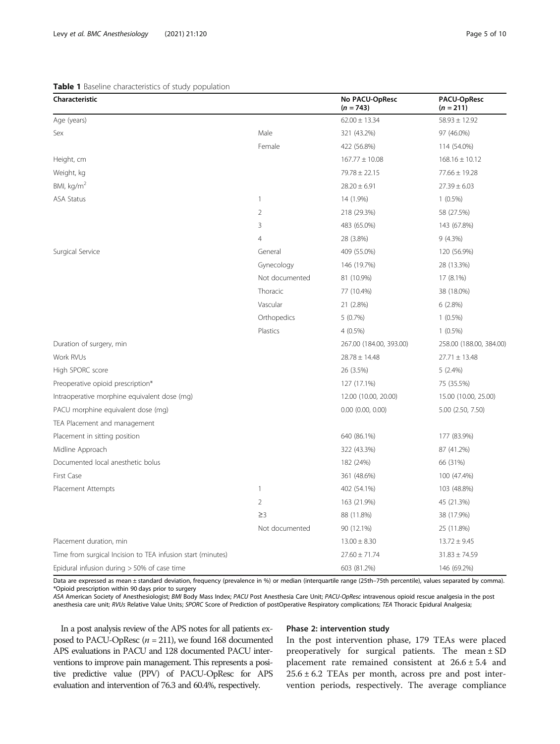**Table 1** Baseline characteristics of study population

| Characteristic | | No PACU-OpResc ($n = 743$) | PACU-OpResc ($n = 211$) |
|---|---|---|---|
| Age (years) | | 62.00 ± 13.34 | 58.93 ± 12.92 |
| Sex | Male | 321 (43.2%) | 97 (46.0%) |
| | Female | 422 (56.8%) | 114 (54.0%) |
| Height, cm | | 167.77 ± 10.08 | 168.16 ± 10.12 |
| Weight, kg | | 79.78 ± 22.15 | 77.66 ± 19.28 |
| BMI, kg/m$^2$ | | 28.20 ± 6.91 | 27.39 ± 6.03 |
| ASA Status | 1 | 14 (1.9%) | 1 (0.5%) |
| | 2 | 218 (29.3%) | 58 (27.5%) |
| | 3 | 483 (65.0%) | 143 (67.8%) |
| | 4 | 28 (3.8%) | 9 (4.3%) |
| Surgical Service | General | 409 (55.0%) | 120 (56.9%) |
| | Gynecology | 146 (19.7%) | 28 (13.3%) |
| | Not documented | 81 (10.9%) | 17 (8.1%) |
| | Thoracic | 77 (10.4%) | 38 (18.0%) |
| | Vascular | 21 (2.8%) | 6 (2.8%) |
| | Orthopedics | 5 (0.7%) | 1 (0.5%) |
| | Plastics | 4 (0.5%) | 1 (0.5%) |
| Duration of surgery, min | | 267.00 (184.00, 393.00) | 258.00 (188.00, 384.00) |
| Work RVUs | | 28.78 ± 14.48 | 27.71 ± 13.48 |
| High SPORC score | | 26 (3.5%) | 5 (2.4%) |
| Preoperative opioid prescription* | | 127 (17.1%) | 75 (35.5%) |
| Intraoperative morphine equivalent dose (mg) | | 12.00 (10.00, 20.00) | 15.00 (10.00, 25.00) |
| PACU morphine equivalent dose (mg) | | 0.00 (0.00, 0.00) | 5.00 (2.50, 7.50) |
| TEA Placement and management | | | |
| Placement in sitting position | | 640 (86.1%) | 177 (83.9%) |
| Midline Approach | | 322 (43.3%) | 87 (41.2%) |
| Documented local anesthetic bolus | | 182 (24%) | 66 (31%) |
| First Case | | 361 (48.6%) | 100 (47.4%) |
| Placement Attempts | 1 | 402 (54.1%) | 103 (48.8%) |
| | 2 | 163 (21.9%) | 45 (21.3%) |
| | ≥3 | 88 (11.8%) | 38 (17.9%) |
| | Not documented | 90 (12.1%) | 25 (11.8%) |
| Placement duration, min | | 13.00 ± 8.30 | 13.72 ± 9.45 |
| Time from surgical Incision to TEA infusion start (minutes) | | 27.60 ± 71.74 | 31.83 ± 74.59 |
| Epidural infusion during > 50% of case time | | 603 (81.2%) | 146 (69.2%) |

Data are expressed as mean ± standard deviation, frequency (prevalence in %) or median (interquartile range (25th–75th percentile), values separated by comma).
*Opioid prescription within 90 days prior to surgery
*ASA* American Society of Anesthesiologist; *BMI* Body Mass Index; *PACU* Post Anesthesia Care Unit; *PACU-OpResc* intravenous opioid rescue analgesia in the post anesthesia care unit; *RVUs* Relative Value Units; *SPORC* Score of Prediction of postOperative Respiratory complications; *TEA* Thoracic Epidural Analgesia;

In a post analysis review of the APS notes for all patients exposed to PACU-OpResc ($n = 211$), we found 168 documented APS evaluations in PACU and 128 documented PACU interventions to improve pain management. This represents a positive predictive value (PPV) of PACU-OpResc for APS evaluation and intervention of 76.3 and 60.4%, respectively.

### Phase 2: intervention study

In the post intervention phase, 179 TEAs were placed preoperatively for surgical patients. The mean ± SD placement rate remained consistent at 26.6 ± 5.4 and 25.6 ± 6.2 TEAs per month, across pre and post intervention periods, respectively. The average compliance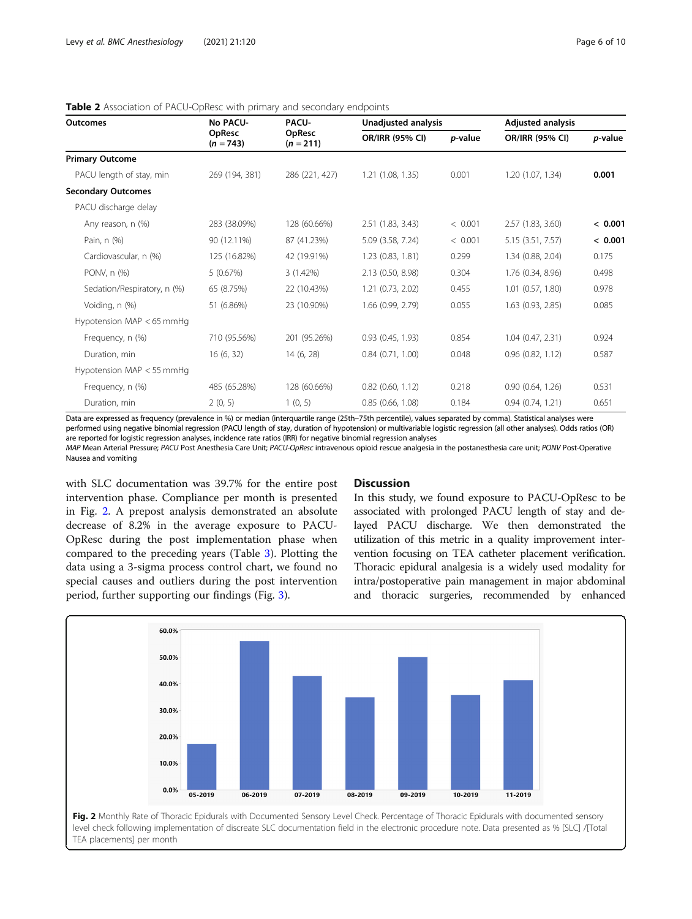**Table 2** Association of PACU-OpResc with primary and secondary endpoints

| Outcomes | No PACU-OpResc (*n* = 743) | PACU-OpResc (*n* = 211) | Unadjusted analysis | | Adjusted analysis | |
|---|---|---|---|---|---|---|
| | | | OR/IRR (95% CI) | *p*-value | OR/IRR (95% CI) | *p*-value |
| **Primary Outcome** | | | | | | |
| PACU length of stay, min | 269 (194, 381) | 286 (221, 427) | 1.21 (1.08, 1.35) | 0.001 | 1.20 (1.07, 1.34) | **0.001** |
| **Secondary Outcomes** | | | | | | |
| PACU discharge delay | | | | | | |
| Any reason, n (%) | 283 (38.09%) | 128 (60.66%) | 2.51 (1.83, 3.43) | < 0.001 | 2.57 (1.83, 3.60) | **< 0.001** |
| Pain, n (%) | 90 (12.11%) | 87 (41.23%) | 5.09 (3.58, 7.24) | < 0.001 | 5.15 (3.51, 7.57) | **< 0.001** |
| Cardiovascular, n (%) | 125 (16.82%) | 42 (19.91%) | 1.23 (0.83, 1.81) | 0.299 | 1.34 (0.88, 2.04) | 0.175 |
| PONV, n (%) | 5 (0.67%) | 3 (1.42%) | 2.13 (0.50, 8.98) | 0.304 | 1.76 (0.34, 8.96) | 0.498 |
| Sedation/Respiratory, n (%) | 65 (8.75%) | 22 (10.43%) | 1.21 (0.73, 2.02) | 0.455 | 1.01 (0.57, 1.80) | 0.978 |
| Voiding, n (%) | 51 (6.86%) | 23 (10.90%) | 1.66 (0.99, 2.79) | 0.055 | 1.63 (0.93, 2.85) | 0.085 |
| Hypotension MAP < 65 mmHg | | | | | | |
| Frequency, n (%) | 710 (95.56%) | 201 (95.26%) | 0.93 (0.45, 1.93) | 0.854 | 1.04 (0.47, 2.31) | 0.924 |
| Duration, min | 16 (6, 32) | 14 (6, 28) | 0.84 (0.71, 1.00) | 0.048 | 0.96 (0.82, 1.12) | 0.587 |
| Hypotension MAP < 55 mmHg | | | | | | |
| Frequency, n (%) | 485 (65.28%) | 128 (60.66%) | 0.82 (0.60, 1.12) | 0.218 | 0.90 (0.64, 1.26) | 0.531 |
| Duration, min | 2 (0, 5) | 1 (0, 5) | 0.85 (0.66, 1.08) | 0.184 | 0.94 (0.74, 1.21) | 0.651 |

Data are expressed as frequency (prevalence in %) or median (interquartile range (25th–75th percentile), values separated by comma). Statistical analyses were performed using negative binomial regression (PACU length of stay, duration of hypotension) or multivariable logistic regression (all other analyses). Odds ratios (OR) are reported for logistic regression analyses, incidence rate ratios (IRR) for negative binomial regression analyses

*MAP* Mean Arterial Pressure; *PACU* Post Anesthesia Care Unit; *PACU-OpResc* intravenous opioid rescue analgesia in the postanesthesia care unit; *PONV* Post-Operative Nausea and vomiting

with SLC documentation was 39.7% for the entire post intervention phase. Compliance per month is presented in Fig. 2. A prepost analysis demonstrated an absolute decrease of 8.2% in the average exposure to PACU-OpResc during the post implementation phase when compared to the preceding years (Table 3). Plotting the data using a 3-sigma process control chart, we found no special causes and outliers during the post intervention period, further supporting our findings (Fig. 3).

## Discussion

In this study, we found exposure to PACU-OpResc to be associated with prolonged PACU length of stay and delayed PACU discharge. We then demonstrated the utilization of this metric in a quality improvement intervention focusing on TEA catheter placement verification. Thoracic epidural analgesia is a widely used modality for intra/postoperative pain management in major abdominal and thoracic surgeries, recommended by enhanced

**Fig. 2** Monthly Rate of Thoracic Epidurals with Documented Sensory Level Check. Percentage of Thoracic Epidurals with documented sensory level check following implementation of discreate SLC documentation field in the electronic procedure note. Data presented as % [SLC] /[Total TEA placements] per month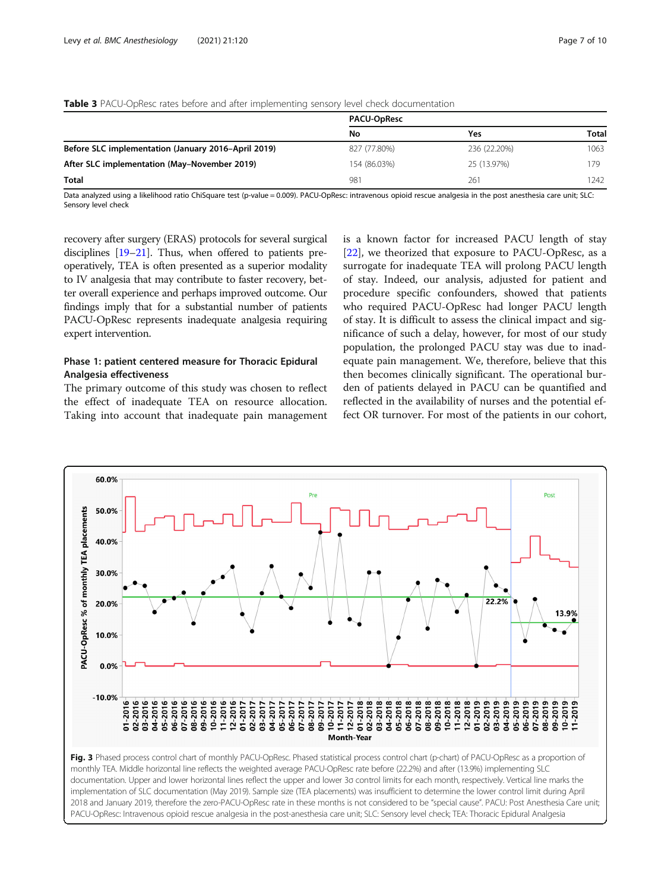**Table 3** PACU-OpResc rates before and after implementing sensory level check documentation

| | PACU-OpResc | | |
|---|---|---|---|
| | No | Yes | Total |
| **Before SLC implementation (January 2016–April 2019)** | 827 (77.80%) | 236 (22.20%) | 1063 |
| **After SLC implementation (May–November 2019)** | 154 (86.03%) | 25 (13.97%) | 179 |
| **Total** | 981 | 261 | 1242 |

Data analyzed using a likelihood ratio ChiSquare test (p-value = 0.009). PACU-OpResc: intravenous opioid rescue analgesia in the post anesthesia care unit; SLC: Sensory level check

recovery after surgery (ERAS) protocols for several surgical disciplines [19–21]. Thus, when offered to patients pre-operatively, TEA is often presented as a superior modality to IV analgesia that may contribute to faster recovery, better overall experience and perhaps improved outcome. Our findings imply that for a substantial number of patients PACU-OpResc represents inadequate analgesia requiring expert intervention.

### Phase 1: patient centered measure for Thoracic Epidural Analgesia effectiveness

The primary outcome of this study was chosen to reflect the effect of inadequate TEA on resource allocation. Taking into account that inadequate pain management is a known factor for increased PACU length of stay [22], we theorized that exposure to PACU-OpResc, as a surrogate for inadequate TEA will prolong PACU length of stay. Indeed, our analysis, adjusted for patient and procedure specific confounders, showed that patients who required PACU-OpResc had longer PACU length of stay. It is difficult to assess the clinical impact and significance of such a delay, however, for most of our study population, the prolonged PACU stay was due to inadequate pain management. We, therefore, believe that this then becomes clinically significant. The operational burden of patients delayed in PACU can be quantified and reflected in the availability of nurses and the potential effect OR turnover. For most of the patients in our cohort,

**Fig. 3** Phased process control chart of monthly PACU-OpResc. Phased statistical process control chart (p-chart) of PACU-OpResc as a proportion of monthly TEA. Middle horizontal line reflects the weighted average PACU-OpResc rate before (22.2%) and after (13.9%) implementing SLC documentation. Upper and lower horizontal lines reflect the upper and lower 3σ control limits for each month, respectively. Vertical line marks the implementation of SLC documentation (May 2019). Sample size (TEA placements) was insufficient to determine the lower control limit during April 2018 and January 2019, therefore the zero-PACU-OpResc rate in these months is not considered to be "special cause". PACU: Post Anesthesia Care unit; PACU-OpResc: Intravenous opioid rescue analgesia in the post-anesthesia care unit; SLC: Sensory level check; TEA: Thoracic Epidural Analgesia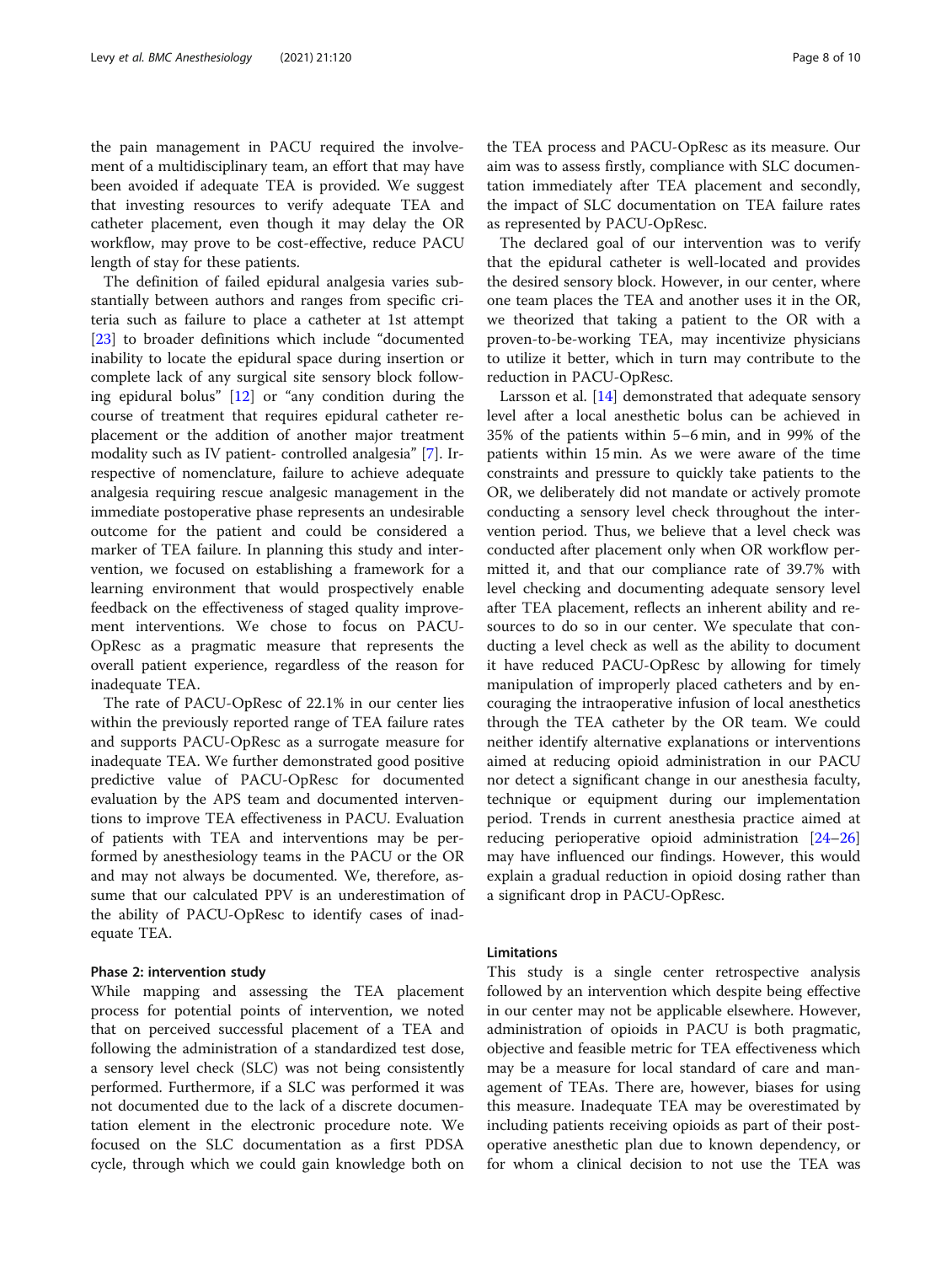the pain management in PACU required the involvement of a multidisciplinary team, an effort that may have been avoided if adequate TEA is provided. We suggest that investing resources to verify adequate TEA and catheter placement, even though it may delay the OR workflow, may prove to be cost-effective, reduce PACU length of stay for these patients.

The definition of failed epidural analgesia varies substantially between authors and ranges from specific criteria such as failure to place a catheter at 1st attempt [23] to broader definitions which include "documented inability to locate the epidural space during insertion or complete lack of any surgical site sensory block following epidural bolus" [12] or "any condition during the course of treatment that requires epidural catheter replacement or the addition of another major treatment modality such as IV patient- controlled analgesia" [7]. Irrespective of nomenclature, failure to achieve adequate analgesia requiring rescue analgesic management in the immediate postoperative phase represents an undesirable outcome for the patient and could be considered a marker of TEA failure. In planning this study and intervention, we focused on establishing a framework for a learning environment that would prospectively enable feedback on the effectiveness of staged quality improvement interventions. We chose to focus on PACU-OpResc as a pragmatic measure that represents the overall patient experience, regardless of the reason for inadequate TEA.

The rate of PACU-OpResc of 22.1% in our center lies within the previously reported range of TEA failure rates and supports PACU-OpResc as a surrogate measure for inadequate TEA. We further demonstrated good positive predictive value of PACU-OpResc for documented evaluation by the APS team and documented interventions to improve TEA effectiveness in PACU. Evaluation of patients with TEA and interventions may be performed by anesthesiology teams in the PACU or the OR and may not always be documented. We, therefore, assume that our calculated PPV is an underestimation of the ability of PACU-OpResc to identify cases of inadequate TEA.

### Phase 2: intervention study

While mapping and assessing the TEA placement process for potential points of intervention, we noted that on perceived successful placement of a TEA and following the administration of a standardized test dose, a sensory level check (SLC) was not being consistently performed. Furthermore, if a SLC was performed it was not documented due to the lack of a discrete documentation element in the electronic procedure note. We focused on the SLC documentation as a first PDSA cycle, through which we could gain knowledge both on the TEA process and PACU-OpResc as its measure. Our aim was to assess firstly, compliance with SLC documentation immediately after TEA placement and secondly, the impact of SLC documentation on TEA failure rates as represented by PACU-OpResc.

The declared goal of our intervention was to verify that the epidural catheter is well-located and provides the desired sensory block. However, in our center, where one team places the TEA and another uses it in the OR, we theorized that taking a patient to the OR with a proven-to-be-working TEA, may incentivize physicians to utilize it better, which in turn may contribute to the reduction in PACU-OpResc.

Larsson et al. [14] demonstrated that adequate sensory level after a local anesthetic bolus can be achieved in 35% of the patients within 5–6 min, and in 99% of the patients within 15 min. As we were aware of the time constraints and pressure to quickly take patients to the OR, we deliberately did not mandate or actively promote conducting a sensory level check throughout the intervention period. Thus, we believe that a level check was conducted after placement only when OR workflow permitted it, and that our compliance rate of 39.7% with level checking and documenting adequate sensory level after TEA placement, reflects an inherent ability and resources to do so in our center. We speculate that conducting a level check as well as the ability to document it have reduced PACU-OpResc by allowing for timely manipulation of improperly placed catheters and by encouraging the intraoperative infusion of local anesthetics through the TEA catheter by the OR team. We could neither identify alternative explanations or interventions aimed at reducing opioid administration in our PACU nor detect a significant change in our anesthesia faculty, technique or equipment during our implementation period. Trends in current anesthesia practice aimed at reducing perioperative opioid administration [24–26] may have influenced our findings. However, this would explain a gradual reduction in opioid dosing rather than a significant drop in PACU-OpResc.

### Limitations

This study is a single center retrospective analysis followed by an intervention which despite being effective in our center may not be applicable elsewhere. However, administration of opioids in PACU is both pragmatic, objective and feasible metric for TEA effectiveness which may be a measure for local standard of care and management of TEAs. There are, however, biases for using this measure. Inadequate TEA may be overestimated by including patients receiving opioids as part of their postoperative anesthetic plan due to known dependency, or for whom a clinical decision to not use the TEA was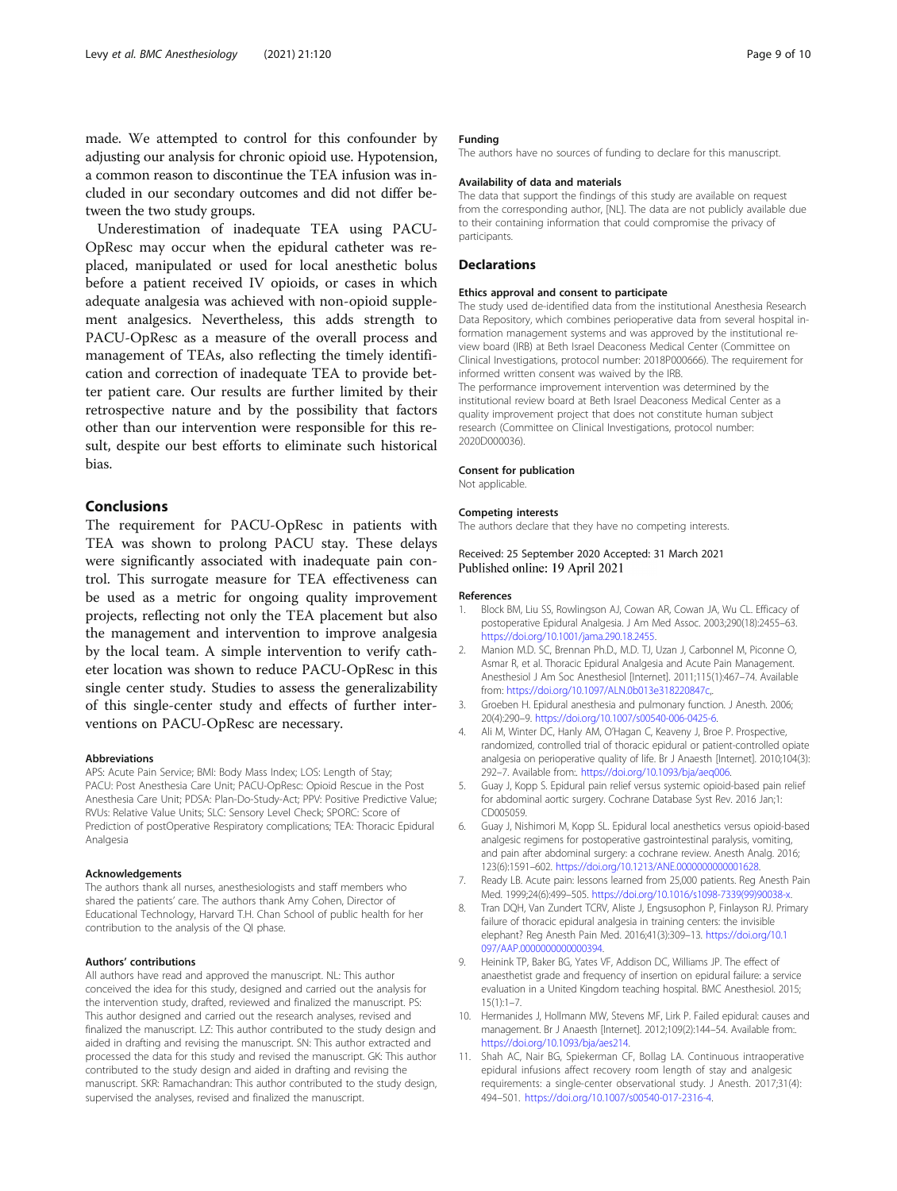made. We attempted to control for this confounder by adjusting our analysis for chronic opioid use. Hypotension, a common reason to discontinue the TEA infusion was included in our secondary outcomes and did not differ between the two study groups.

Underestimation of inadequate TEA using PACU-OpResc may occur when the epidural catheter was replaced, manipulated or used for local anesthetic bolus before a patient received IV opioids, or cases in which adequate analgesia was achieved with non-opioid supplement analgesics. Nevertheless, this adds strength to PACU-OpResc as a measure of the overall process and management of TEAs, also reflecting the timely identification and correction of inadequate TEA to provide better patient care. Our results are further limited by their retrospective nature and by the possibility that factors other than our intervention were responsible for this result, despite our best efforts to eliminate such historical bias.

## Conclusions

The requirement for PACU-OpResc in patients with TEA was shown to prolong PACU stay. These delays were significantly associated with inadequate pain control. This surrogate measure for TEA effectiveness can be used as a metric for ongoing quality improvement projects, reflecting not only the TEA placement but also the management and intervention to improve analgesia by the local team. A simple intervention to verify catheter location was shown to reduce PACU-OpResc in this single center study. Studies to assess the generalizability of this single-center study and effects of further interventions on PACU-OpResc are necessary.

#### Abbreviations

APS: Acute Pain Service; BMI: Body Mass Index; LOS: Length of Stay; PACU: Post Anesthesia Care Unit; PACU-OpResc: Opioid Rescue in the Post Anesthesia Care Unit; PDSA: Plan-Do-Study-Act; PPV: Positive Predictive Value; RVUs: Relative Value Units; SLC: Sensory Level Check; SPORC: Score of Prediction of postOperative Respiratory complications; TEA: Thoracic Epidural Analgesia

#### Acknowledgements

The authors thank all nurses, anesthesiologists and staff members who shared the patients' care. The authors thank Amy Cohen, Director of Educational Technology, Harvard T.H. Chan School of public health for her contribution to the analysis of the QI phase.

#### Authors' contributions

All authors have read and approved the manuscript. NL: This author conceived the idea for this study, designed and carried out the analysis for the intervention study, drafted, reviewed and finalized the manuscript. PS: This author designed and carried out the research analyses, revised and finalized the manuscript. LZ: This author contributed to the study design and aided in drafting and revising the manuscript. SN: This author extracted and processed the data for this study and revised the manuscript. GK: This author contributed to the study design and aided in drafting and revising the manuscript. SKR: Ramachandran: This author contributed to the study design, supervised the analyses, revised and finalized the manuscript.

#### Funding

The authors have no sources of funding to declare for this manuscript.

#### Availability of data and materials

The data that support the findings of this study are available on request from the corresponding author, [NL]. The data are not publicly available due to their containing information that could compromise the privacy of participants.

## Declarations

#### Ethics approval and consent to participate

The study used de-identified data from the institutional Anesthesia Research Data Repository, which combines perioperative data from several hospital information management systems and was approved by the institutional review board (IRB) at Beth Israel Deaconess Medical Center (Committee on Clinical Investigations, protocol number: 2018P000666). The requirement for informed written consent was waived by the IRB.
The performance improvement intervention was determined by the institutional review board at Beth Israel Deaconess Medical Center as a quality improvement project that does not constitute human subject research (Committee on Clinical Investigations, protocol number: 2020D000036).

#### Consent for publication

Not applicable.

#### Competing interests

The authors declare that they have no competing interests.

Received: 25 September 2020 Accepted: 31 March 2021
Published online: 19 April 2021

#### References

1. Block BM, Liu SS, Rowlingson AJ, Cowan AR, Cowan JA, Wu CL. Efficacy of postoperative Epidural Analgesia. J Am Med Assoc. 2003;290(18):2455–63. https://doi.org/10.1001/jama.290.18.2455.
2. Manion M.D. SC, Brennan Ph.D., M.D. TJ, Uzan J, Carbonnel M, Piconne O, Asmar R, et al. Thoracic Epidural Analgesia and Acute Pain Management. Anesthesiol J Am Soc Anesthesiol [Internet]. 2011;115(1):467–74. Available from: https://doi.org/10.1097/ALN.0b013e318220847c,.
3. Groeben H. Epidural anesthesia and pulmonary function. J Anesth. 2006; 20(4):290–9. https://doi.org/10.1007/s00540-006-0425-6.
4. Ali M, Winter DC, Hanly AM, O'Hagan C, Keaveny J, Broe P. Prospective, randomized, controlled trial of thoracic epidural or patient-controlled opiate analgesia on perioperative quality of life. Br J Anaesth [Internet]. 2010;104(3): 292–7. Available from:. https://doi.org/10.1093/bja/aeq006.
5. Guay J, Kopp S. Epidural pain relief versus systemic opioid-based pain relief for abdominal aortic surgery. Cochrane Database Syst Rev. 2016 Jan;1: CD005059.
6. Guay J, Nishimori M, Kopp SL. Epidural local anesthetics versus opioid-based analgesic regimens for postoperative gastrointestinal paralysis, vomiting, and pain after abdominal surgery: a cochrane review. Anesth Analg. 2016; 123(6):1591–602. https://doi.org/10.1213/ANE.0000000000001628.
7. Ready LB. Acute pain: lessons learned from 25,000 patients. Reg Anesth Pain Med. 1999;24(6):499–505. https://doi.org/10.1016/s1098-7339(99)90038-x.
8. Tran DQH, Van Zundert TCRV, Aliste J, Engsusophon P, Finlayson RJ. Primary failure of thoracic epidural analgesia in training centers: the invisible elephant? Reg Anesth Pain Med. 2016;41(3):309–13. https://doi.org/10.1097/AAP.0000000000000394.
9. Heinink TP, Baker BG, Yates VF, Addison DC, Williams JP. The effect of anaesthetist grade and frequency of insertion on epidural failure: a service evaluation in a United Kingdom teaching hospital. BMC Anesthesiol. 2015; 15(1):1–7.
10. Hermanides J, Hollmann MW, Stevens MF, Lirk P. Failed epidural: causes and management. Br J Anaesth [Internet]. 2012;109(2):144–54. Available from:. https://doi.org/10.1093/bja/aes214.
11. Shah AC, Nair BG, Spiekerman CF, Bollag LA. Continuous intraoperative epidural infusions affect recovery room length of stay and analgesic requirements: a single-center observational study. J Anesth. 2017;31(4): 494–501. https://doi.org/10.1007/s00540-017-2316-4.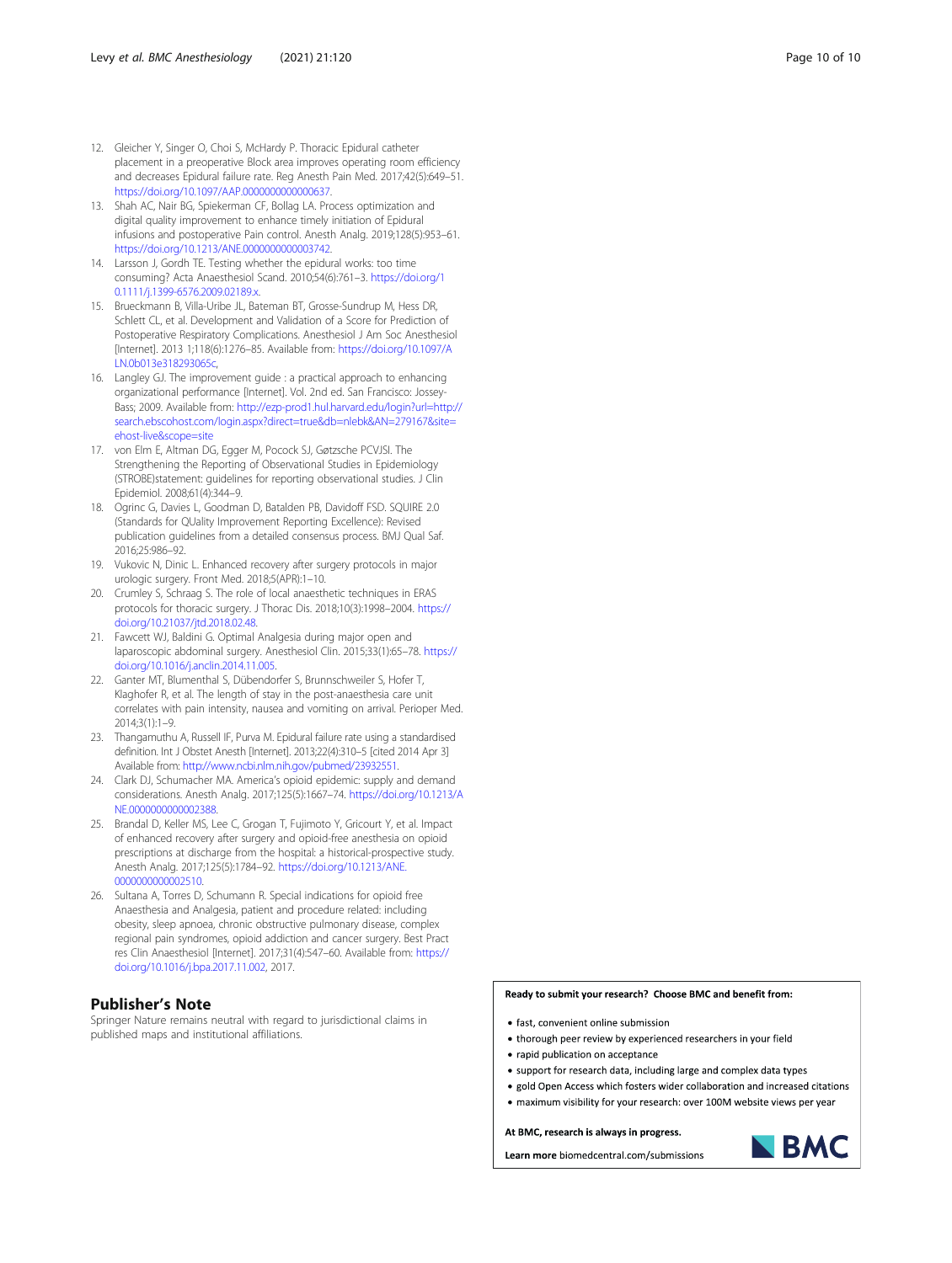12. Gleicher Y, Singer O, Choi S, McHardy P. Thoracic Epidural catheter placement in a preoperative Block area improves operating room efficiency and decreases Epidural failure rate. Reg Anesth Pain Med. 2017;42(5):649–51. https://doi.org/10.1097/AAP.0000000000000637.
13. Shah AC, Nair BG, Spiekerman CF, Bollag LA. Process optimization and digital quality improvement to enhance timely initiation of Epidural infusions and postoperative Pain control. Anesth Analg. 2019;128(5):953–61. https://doi.org/10.1213/ANE.0000000000003742.
14. Larsson J, Gordh TE. Testing whether the epidural works: too time consuming? Acta Anaesthesiol Scand. 2010;54(6):761–3. https://doi.org/10.1111/j.1399-6576.2009.02189.x.
15. Brueckmann B, Villa-Uribe JL, Bateman BT, Grosse-Sundrup M, Hess DR, Schlett CL, et al. Development and Validation of a Score for Prediction of Postoperative Respiratory Complications. Anesthesiol J Am Soc Anesthesiol [Internet]. 2013 1;118(6):1276–85. Available from: https://doi.org/10.1097/ALN.0b013e318293065c,
16. Langley GJ. The improvement guide : a practical approach to enhancing organizational performance [Internet]. Vol. 2nd ed. San Francisco: Jossey-Bass; 2009. Available from: http://ezp-prod1.hul.harvard.edu/login?url=http://search.ebscohost.com/login.aspx?direct=true&db=nlebk&AN=279167&site=ehost-live&scope=site
17. von Elm E, Altman DG, Egger M, Pocock SJ, Gøtzsche PCVJSI. The Strengthening the Reporting of Observational Studies in Epidemiology (STROBE)statement: guidelines for reporting observational studies. J Clin Epidemiol. 2008;61(4):344–9.
18. Ogrinc G, Davies L, Goodman D, Batalden PB, Davidoff FSD. SQUIRE 2.0 (Standards for QUality Improvement Reporting Excellence): Revised publication guidelines from a detailed consensus process. BMJ Qual Saf. 2016;25:986–92.
19. Vukovic N, Dinic L. Enhanced recovery after surgery protocols in major urologic surgery. Front Med. 2018;5(APR):1–10.
20. Crumley S, Schraag S. The role of local anaesthetic techniques in ERAS protocols for thoracic surgery. J Thorac Dis. 2018;10(3):1998–2004. https://doi.org/10.21037/jtd.2018.02.48.
21. Fawcett WJ, Baldini G. Optimal Analgesia during major open and laparoscopic abdominal surgery. Anesthesiol Clin. 2015;33(1):65–78. https://doi.org/10.1016/j.anclin.2014.11.005.
22. Ganter MT, Blumenthal S, Dübendorfer S, Brunnschweiler S, Hofer T, Klaghofer R, et al. The length of stay in the post-anaesthesia care unit correlates with pain intensity, nausea and vomiting on arrival. Perioper Med. 2014;3(1):1–9.
23. Thangamuthu A, Russell IF, Purva M. Epidural failure rate using a standardised definition. Int J Obstet Anesth [Internet]. 2013;22(4):310–5 [cited 2014 Apr 3] Available from: http://www.ncbi.nlm.nih.gov/pubmed/23932551.
24. Clark DJ, Schumacher MA. America's opioid epidemic: supply and demand considerations. Anesth Analg. 2017;125(5):1667–74. https://doi.org/10.1213/ANE.0000000000002388.
25. Brandal D, Keller MS, Lee C, Grogan T, Fujimoto Y, Gricourt Y, et al. Impact of enhanced recovery after surgery and opioid-free anesthesia on opioid prescriptions at discharge from the hospital: a historical-prospective study. Anesth Analg. 2017;125(5):1784–92. https://doi.org/10.1213/ANE.0000000000002510.
26. Sultana A, Torres D, Schumann R. Special indications for opioid free Anaesthesia and Analgesia, patient and procedure related: including obesity, sleep apnoea, chronic obstructive pulmonary disease, complex regional pain syndromes, opioid addiction and cancer surgery. Best Pract res Clin Anaesthesiol [Internet]. 2017;31(4):547–60. Available from: https://doi.org/10.1016/j.bpa.2017.11.002, 2017.

## Publisher's Note

Springer Nature remains neutral with regard to jurisdictional claims in published maps and institutional affiliations.

**Ready to submit your research? Choose BMC and benefit from:**

- fast, convenient online submission
- thorough peer review by experienced researchers in your field
- rapid publication on acceptance
- support for research data, including large and complex data types
- gold Open Access which fosters wider collaboration and increased citations
- maximum visibility for your research: over 100M website views per year

**At BMC, research is always in progress.**

**Learn more** biomedcentral.com/submissions

BMC